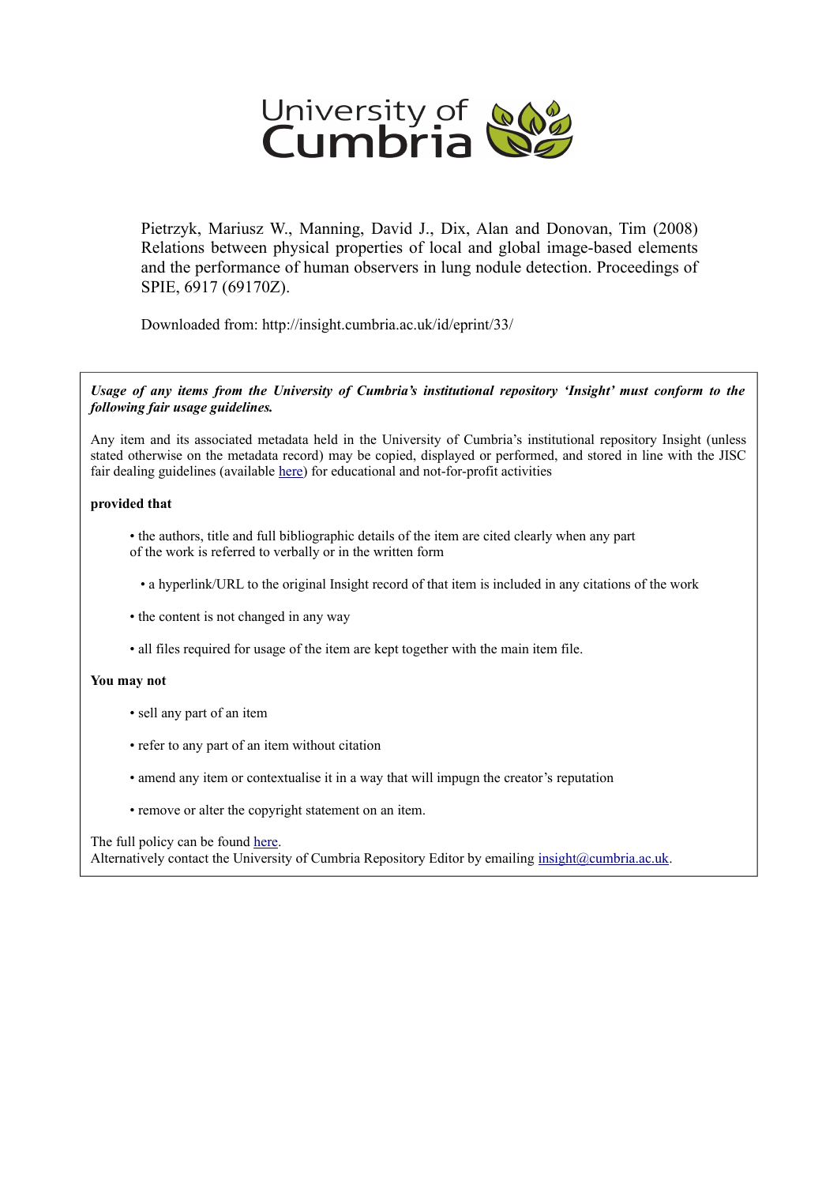University of Cumbria

Pietrzyk, Mariusz W., Manning, David J., Dix, Alan and Donovan, Tim (2008) Relations between physical properties of local and global image-based elements and the performance of human observers in lung nodule detection. Proceedings of SPIE, 6917 (69170Z).

Downloaded from: http://insight.cumbria.ac.uk/id/eprint/33/

***Usage of any items from the University of Cumbria's institutional repository 'Insight' must conform to the following fair usage guidelines.***

Any item and its associated metadata held in the University of Cumbria's institutional repository Insight (unless stated otherwise on the metadata record) may be copied, displayed or performed, and stored in line with the JISC fair dealing guidelines (available here) for educational and not-for-profit activities

**provided that**

- the authors, title and full bibliographic details of the item are cited clearly when any part of the work is referred to verbally or in the written form
- a hyperlink/URL to the original Insight record of that item is included in any citations of the work
- the content is not changed in any way
- all files required for usage of the item are kept together with the main item file.

**You may not**

- sell any part of an item
- refer to any part of an item without citation
- amend any item or contextualise it in a way that will impugn the creator's reputation
- remove or alter the copyright statement on an item.

The full policy can be found here.
Alternatively contact the University of Cumbria Repository Editor by emailing insight@cumbria.ac.uk.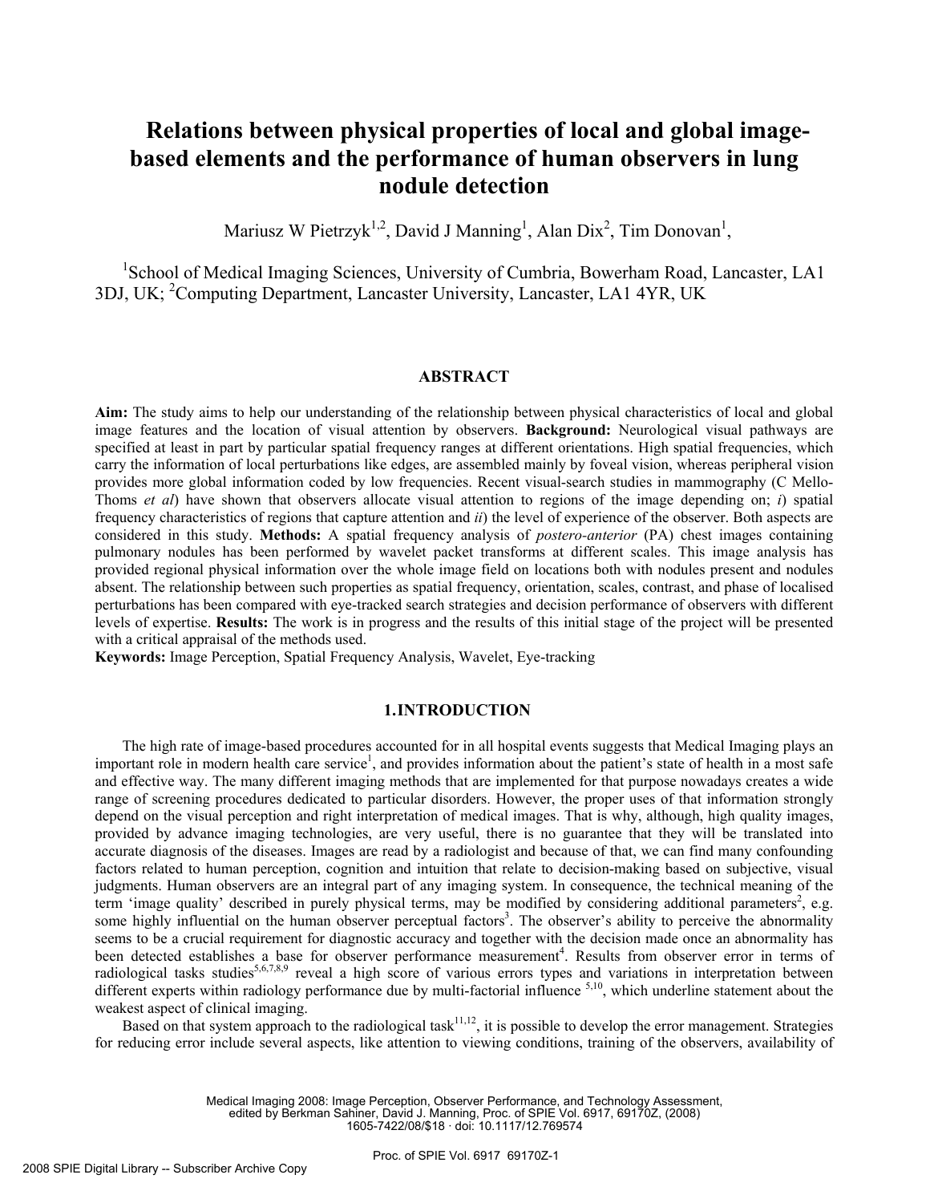# Relations between physical properties of local and global image-based elements and the performance of human observers in lung nodule detection

Mariusz W Pietrzyk[1,2], David J Manning[1], Alan Dix[2], Tim Donovan[1],

[1]School of Medical Imaging Sciences, University of Cumbria, Bowerham Road, Lancaster, LA1 3DJ, UK; [2]Computing Department, Lancaster University, Lancaster, LA1 4YR, UK

## ABSTRACT

**Aim:** The study aims to help our understanding of the relationship between physical characteristics of local and global image features and the location of visual attention by observers. **Background:** Neurological visual pathways are specified at least in part by particular spatial frequency ranges at different orientations. High spatial frequencies, which carry the information of local perturbations like edges, are assembled mainly by foveal vision, whereas peripheral vision provides more global information coded by low frequencies. Recent visual-search studies in mammography (C Mello-Thoms *et al*) have shown that observers allocate visual attention to regions of the image depending on; *i*) spatial frequency characteristics of regions that capture attention and *ii*) the level of experience of the observer. Both aspects are considered in this study. **Methods:** A spatial frequency analysis of *postero-anterior* (PA) chest images containing pulmonary nodules has been performed by wavelet packet transforms at different scales. This image analysis has provided regional physical information over the whole image field on locations both with nodules present and nodules absent. The relationship between such properties as spatial frequency, orientation, scales, contrast, and phase of localised perturbations has been compared with eye-tracked search strategies and decision performance of observers with different levels of expertise. **Results:** The work is in progress and the results of this initial stage of the project will be presented with a critical appraisal of the methods used.

**Keywords:** Image Perception, Spatial Frequency Analysis, Wavelet, Eye-tracking

## 1. INTRODUCTION

The high rate of image-based procedures accounted for in all hospital events suggests that Medical Imaging plays an important role in modern health care service[1], and provides information about the patient's state of health in a most safe and effective way. The many different imaging methods that are implemented for that purpose nowadays creates a wide range of screening procedures dedicated to particular disorders. However, the proper uses of that information strongly depend on the visual perception and right interpretation of medical images. That is why, although, high quality images, provided by advance imaging technologies, are very useful, there is no guarantee that they will be translated into accurate diagnosis of the diseases. Images are read by a radiologist and because of that, we can find many confounding factors related to human perception, cognition and intuition that relate to decision-making based on subjective, visual judgments. Human observers are an integral part of any imaging system. In consequence, the technical meaning of the term 'image quality' described in purely physical terms, may be modified by considering additional parameters[2], e.g. some highly influential on the human observer perceptual factors[3]. The observer's ability to perceive the abnormality seems to be a crucial requirement for diagnostic accuracy and together with the decision made once an abnormality has been detected establishes a base for observer performance measurement[4]. Results from observer error in terms of radiological tasks studies[5,6,7,8,9] reveal a high score of various errors types and variations in interpretation between different experts within radiology performance due by multi-factorial influence [5,10], which underline statement about the weakest aspect of clinical imaging.

Based on that system approach to the radiological task[11,12], it is possible to develop the error management. Strategies for reducing error include several aspects, like attention to viewing conditions, training of the observers, availability of

Medical Imaging 2008: Image Perception, Observer Performance, and Technology Assessment, edited by Berkman Sahiner, David J. Manning, Proc. of SPIE Vol. 6917, 69170Z, (2008) 1605-7422/08/$18 · doi: 10.1117/12.769574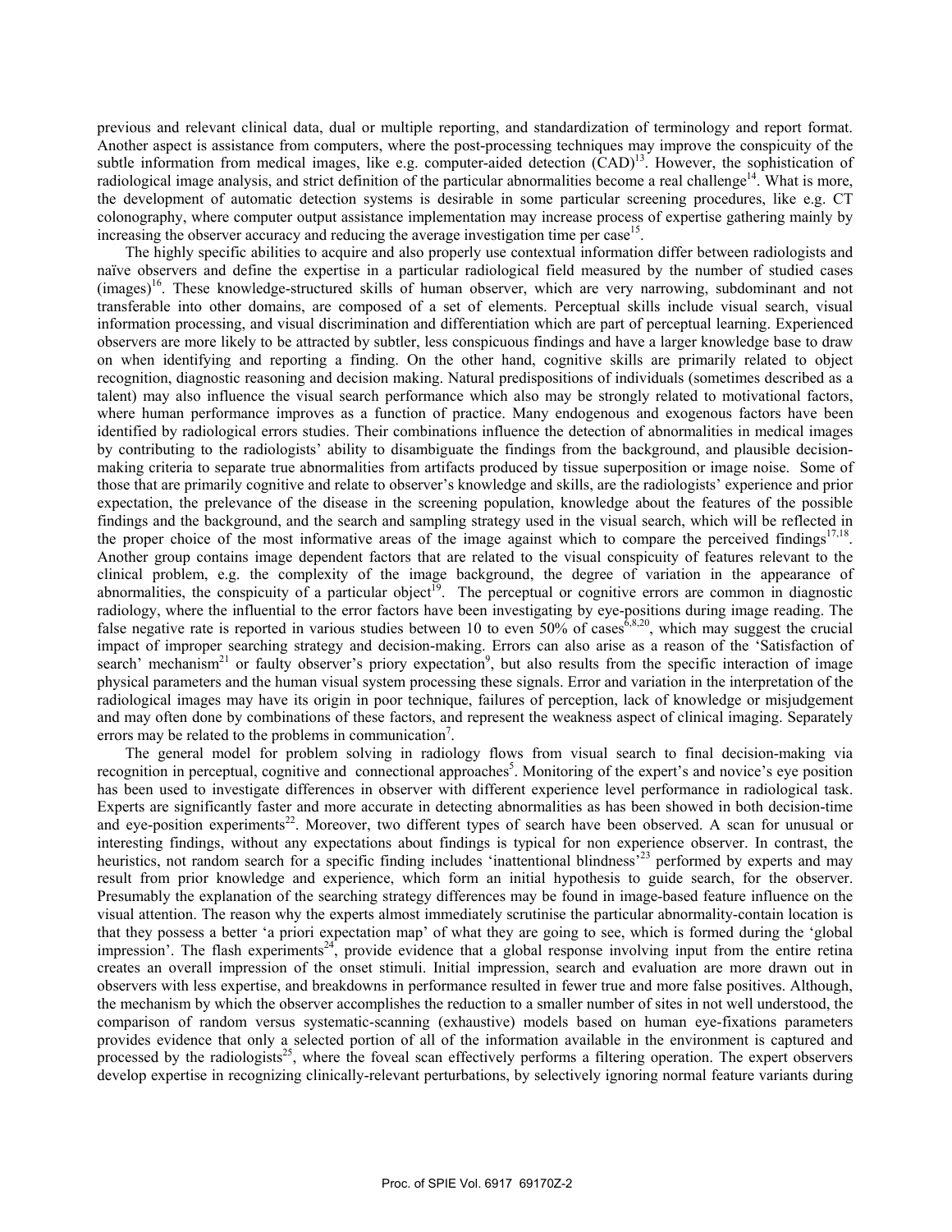previous and relevant clinical data, dual or multiple reporting, and standardization of terminology and report format. Another aspect is assistance from computers, where the post-processing techniques may improve the conspicuity of the subtle information from medical images, like e.g. computer-aided detection (CAD)[13]. However, the sophistication of radiological image analysis, and strict definition of the particular abnormalities become a real challenge[14]. What is more, the development of automatic detection systems is desirable in some particular screening procedures, like e.g. CT colonography, where computer output assistance implementation may increase process of expertise gathering mainly by increasing the observer accuracy and reducing the average investigation time per case[15].

The highly specific abilities to acquire and also properly use contextual information differ between radiologists and naïve observers and define the expertise in a particular radiological field measured by the number of studied cases (images)[16]. These knowledge-structured skills of human observer, which are very narrowing, subdominant and not transferable into other domains, are composed of a set of elements. Perceptual skills include visual search, visual information processing, and visual discrimination and differentiation which are part of perceptual learning. Experienced observers are more likely to be attracted by subtler, less conspicuous findings and have a larger knowledge base to draw on when identifying and reporting a finding. On the other hand, cognitive skills are primarily related to object recognition, diagnostic reasoning and decision making. Natural predispositions of individuals (sometimes described as a talent) may also influence the visual search performance which also may be strongly related to motivational factors, where human performance improves as a function of practice. Many endogenous and exogenous factors have been identified by radiological errors studies. Their combinations influence the detection of abnormalities in medical images by contributing to the radiologists' ability to disambiguate the findings from the background, and plausible decision-making criteria to separate true abnormalities from artifacts produced by tissue superposition or image noise. Some of those that are primarily cognitive and relate to observer's knowledge and skills, are the radiologists' experience and prior expectation, the prelevance of the disease in the screening population, knowledge about the features of the possible findings and the background, and the search and sampling strategy used in the visual search, which will be reflected in the proper choice of the most informative areas of the image against which to compare the perceived findings[17,18]. Another group contains image dependent factors that are related to the visual conspicuity of features relevant to the clinical problem, e.g. the complexity of the image background, the degree of variation in the appearance of abnormalities, the conspicuity of a particular object[19]. The perceptual or cognitive errors are common in diagnostic radiology, where the influential to the error factors have been investigating by eye-positions during image reading. The false negative rate is reported in various studies between 10 to even 50% of cases[6,8,20], which may suggest the crucial impact of improper searching strategy and decision-making. Errors can also arise as a reason of the 'Satisfaction of search' mechanism[21] or faulty observer's priory expectation[9], but also results from the specific interaction of image physical parameters and the human visual system processing these signals. Error and variation in the interpretation of the radiological images may have its origin in poor technique, failures of perception, lack of knowledge or misjudgement and may often done by combinations of these factors, and represent the weakness aspect of clinical imaging. Separately errors may be related to the problems in communication[7].

The general model for problem solving in radiology flows from visual search to final decision-making via recognition in perceptual, cognitive and connectional approaches[5]. Monitoring of the expert's and novice's eye position has been used to investigate differences in observer with different experience level performance in radiological task. Experts are significantly faster and more accurate in detecting abnormalities as has been showed in both decision-time and eye-position experiments[22]. Moreover, two different types of search have been observed. A scan for unusual or interesting findings, without any expectations about findings is typical for non experience observer. In contrast, the heuristics, not random search for a specific finding includes 'inattentional blindness'[23] performed by experts and may result from prior knowledge and experience, which form an initial hypothesis to guide search, for the observer. Presumably the explanation of the searching strategy differences may be found in image-based feature influence on the visual attention. The reason why the experts almost immediately scrutinise the particular abnormality-contain location is that they possess a better 'a priori expectation map' of what they are going to see, which is formed during the 'global impression'. The flash experiments[24], provide evidence that a global response involving input from the entire retina creates an overall impression of the onset stimuli. Initial impression, search and evaluation are more drawn out in observers with less expertise, and breakdowns in performance resulted in fewer true and more false positives. Although, the mechanism by which the observer accomplishes the reduction to a smaller number of sites in not well understood, the comparison of random versus systematic-scanning (exhaustive) models based on human eye-fixations parameters provides evidence that only a selected portion of all of the information available in the environment is captured and processed by the radiologists[25], where the foveal scan effectively performs a filtering operation. The expert observers develop expertise in recognizing clinically-relevant perturbations, by selectively ignoring normal feature variants during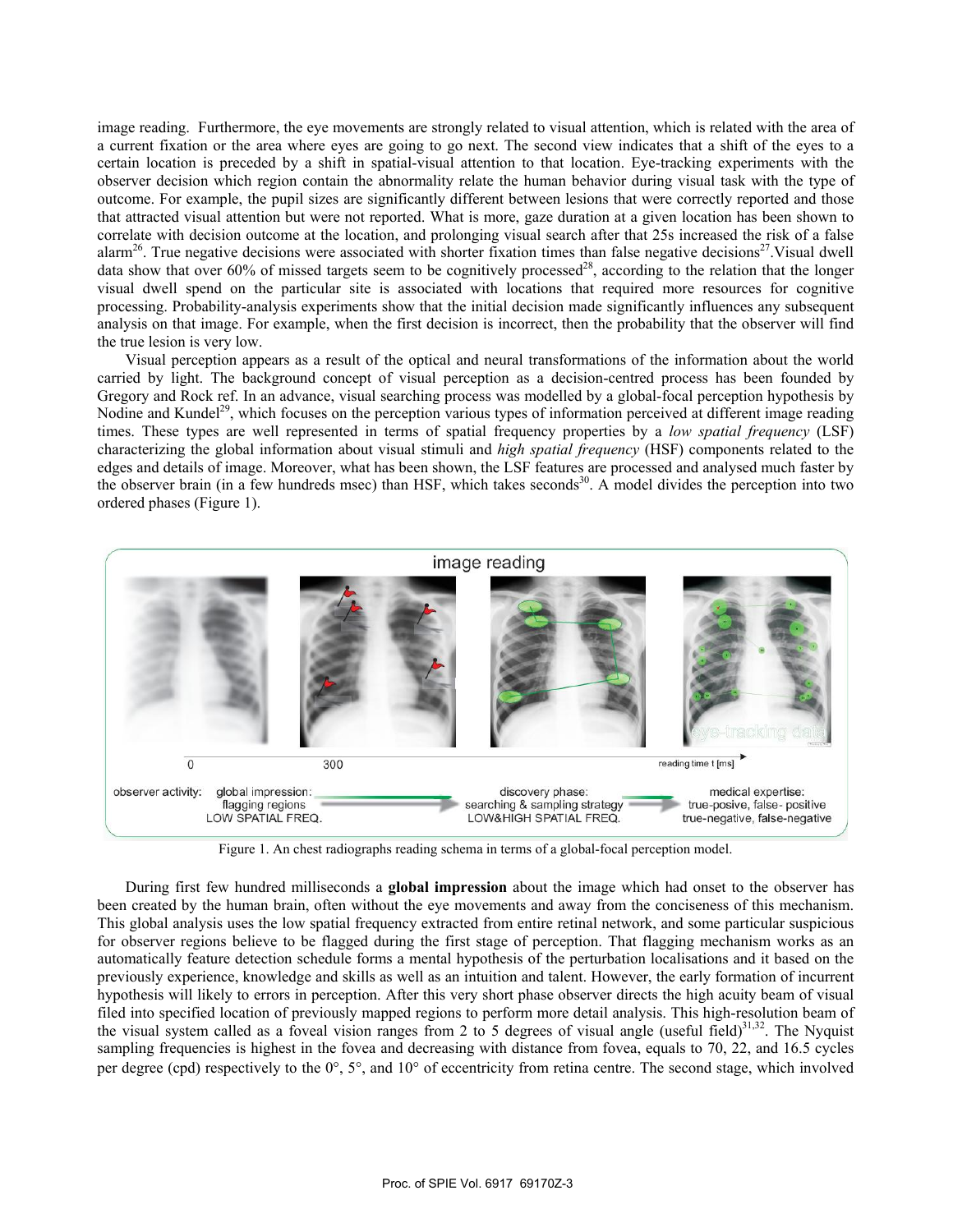image reading. Furthermore, the eye movements are strongly related to visual attention, which is related with the area of a current fixation or the area where eyes are going to go next. The second view indicates that a shift of the eyes to a certain location is preceded by a shift in spatial-visual attention to that location. Eye-tracking experiments with the observer decision which region contain the abnormality relate the human behavior during visual task with the type of outcome. For example, the pupil sizes are significantly different between lesions that were correctly reported and those that attracted visual attention but were not reported. What is more, gaze duration at a given location has been shown to correlate with decision outcome at the location, and prolonging visual search after that 25s increased the risk of a false alarm[26]. True negative decisions were associated with shorter fixation times than false negative decisions[27].Visual dwell data show that over 60% of missed targets seem to be cognitively processed[28], according to the relation that the longer visual dwell spend on the particular site is associated with locations that required more resources for cognitive processing. Probability-analysis experiments show that the initial decision made significantly influences any subsequent analysis on that image. For example, when the first decision is incorrect, then the probability that the observer will find the true lesion is very low.

Visual perception appears as a result of the optical and neural transformations of the information about the world carried by light. The background concept of visual perception as a decision-centred process has been founded by Gregory and Rock ref. In an advance, visual searching process was modelled by a global-focal perception hypothesis by Nodine and Kundel[29], which focuses on the perception various types of information perceived at different image reading times. These types are well represented in terms of spatial frequency properties by a *low spatial frequency* (LSF) characterizing the global information about visual stimuli and *high spatial frequency* (HSF) components related to the edges and details of image. Moreover, what has been shown, the LSF features are processed and analysed much faster by the observer brain (in a few hundreds msec) than HSF, which takes seconds[30]. A model divides the perception into two ordered phases (Figure 1).

image reading

eye-tracking data

0

300

reading time t [ms]

observer activity:

global impression: flagging regions LOW SPATIAL FREQ.

discovery phase: searching & sampling strategy LOW&HIGH SPATIAL FREQ.

medical expertise: true-posive, false- positive true-negative, false-negative

Figure 1. An chest radiographs reading schema in terms of a global-focal perception model.

During first few hundred milliseconds a **global impression** about the image which had onset to the observer has been created by the human brain, often without the eye movements and away from the conciseness of this mechanism. This global analysis uses the low spatial frequency extracted from entire retinal network, and some particular suspicious for observer regions believe to be flagged during the first stage of perception. That flagging mechanism works as an automatically feature detection schedule forms a mental hypothesis of the perturbation localisations and it based on the previously experience, knowledge and skills as well as an intuition and talent. However, the early formation of incurrent hypothesis will likely to errors in perception. After this very short phase observer directs the high acuity beam of visual filed into specified location of previously mapped regions to perform more detail analysis. This high-resolution beam of the visual system called as a foveal vision ranges from 2 to 5 degrees of visual angle (useful field)[31,32]. The Nyquist sampling frequencies is highest in the fovea and decreasing with distance from fovea, equals to 70, 22, and 16.5 cycles per degree (cpd) respectively to the 0°, 5°, and 10° of eccentricity from retina centre. The second stage, which involved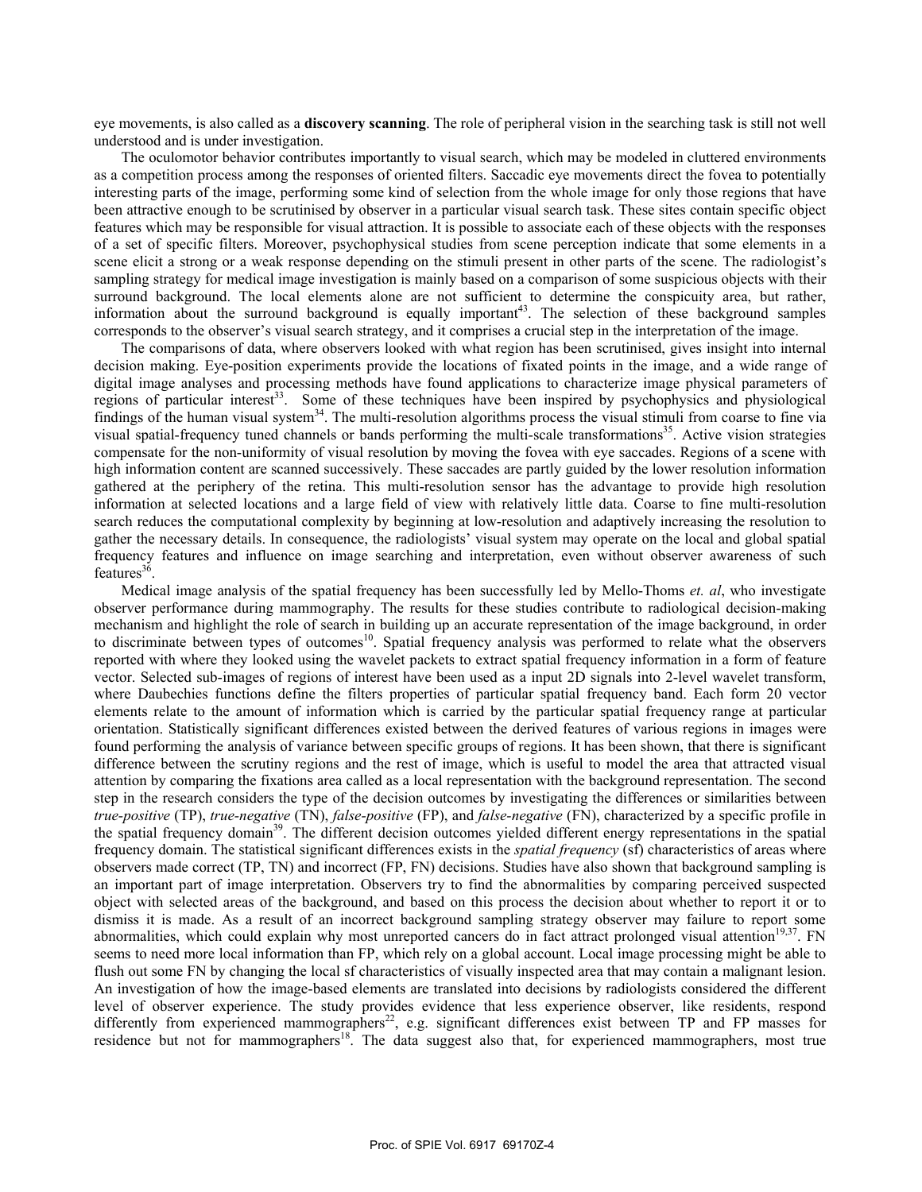eye movements, is also called as a **discovery scanning**. The role of peripheral vision in the searching task is still not well understood and is under investigation.

The oculomotor behavior contributes importantly to visual search, which may be modeled in cluttered environments as a competition process among the responses of oriented filters. Saccadic eye movements direct the fovea to potentially interesting parts of the image, performing some kind of selection from the whole image for only those regions that have been attractive enough to be scrutinised by observer in a particular visual search task. These sites contain specific object features which may be responsible for visual attraction. It is possible to associate each of these objects with the responses of a set of specific filters. Moreover, psychophysical studies from scene perception indicate that some elements in a scene elicit a strong or a weak response depending on the stimuli present in other parts of the scene. The radiologist's sampling strategy for medical image investigation is mainly based on a comparison of some suspicious objects with their surround background. The local elements alone are not sufficient to determine the conspicuity area, but rather, information about the surround background is equally important[43]. The selection of these background samples corresponds to the observer's visual search strategy, and it comprises a crucial step in the interpretation of the image.

The comparisons of data, where observers looked with what region has been scrutinised, gives insight into internal decision making. Eye-position experiments provide the locations of fixated points in the image, and a wide range of digital image analyses and processing methods have found applications to characterize image physical parameters of regions of particular interest[33]. Some of these techniques have been inspired by psychophysics and physiological findings of the human visual system[34]. The multi-resolution algorithms process the visual stimuli from coarse to fine via visual spatial-frequency tuned channels or bands performing the multi-scale transformations[35]. Active vision strategies compensate for the non-uniformity of visual resolution by moving the fovea with eye saccades. Regions of a scene with high information content are scanned successively. These saccades are partly guided by the lower resolution information gathered at the periphery of the retina. This multi-resolution sensor has the advantage to provide high resolution information at selected locations and a large field of view with relatively little data. Coarse to fine multi-resolution search reduces the computational complexity by beginning at low-resolution and adaptively increasing the resolution to gather the necessary details. In consequence, the radiologists' visual system may operate on the local and global spatial frequency features and influence on image searching and interpretation, even without observer awareness of such features[36].

Medical image analysis of the spatial frequency has been successfully led by Mello-Thoms *et. al*, who investigate observer performance during mammography. The results for these studies contribute to radiological decision-making mechanism and highlight the role of search in building up an accurate representation of the image background, in order to discriminate between types of outcomes[10]. Spatial frequency analysis was performed to relate what the observers reported with where they looked using the wavelet packets to extract spatial frequency information in a form of feature vector. Selected sub-images of regions of interest have been used as a input 2D signals into 2-level wavelet transform, where Daubechies functions define the filters properties of particular spatial frequency band. Each form 20 vector elements relate to the amount of information which is carried by the particular spatial frequency range at particular orientation. Statistically significant differences existed between the derived features of various regions in images were found performing the analysis of variance between specific groups of regions. It has been shown, that there is significant difference between the scrutiny regions and the rest of image, which is useful to model the area that attracted visual attention by comparing the fixations area called as a local representation with the background representation. The second step in the research considers the type of the decision outcomes by investigating the differences or similarities between *true-positive* (TP), *true-negative* (TN), *false-positive* (FP), and *false-negative* (FN), characterized by a specific profile in the spatial frequency domain[39]. The different decision outcomes yielded different energy representations in the spatial frequency domain. The statistical significant differences exists in the *spatial frequency* (sf) characteristics of areas where observers made correct (TP, TN) and incorrect (FP, FN) decisions. Studies have also shown that background sampling is an important part of image interpretation. Observers try to find the abnormalities by comparing perceived suspected object with selected areas of the background, and based on this process the decision about whether to report it or to dismiss it is made. As a result of an incorrect background sampling strategy observer may failure to report some abnormalities, which could explain why most unreported cancers do in fact attract prolonged visual attention[19,37]. FN seems to need more local information than FP, which rely on a global account. Local image processing might be able to flush out some FN by changing the local sf characteristics of visually inspected area that may contain a malignant lesion. An investigation of how the image-based elements are translated into decisions by radiologists considered the different level of observer experience. The study provides evidence that less experience observer, like residents, respond differently from experienced mammographers[22], e.g. significant differences exist between TP and FP masses for residence but not for mammographers[18]. The data suggest also that, for experienced mammographers, most true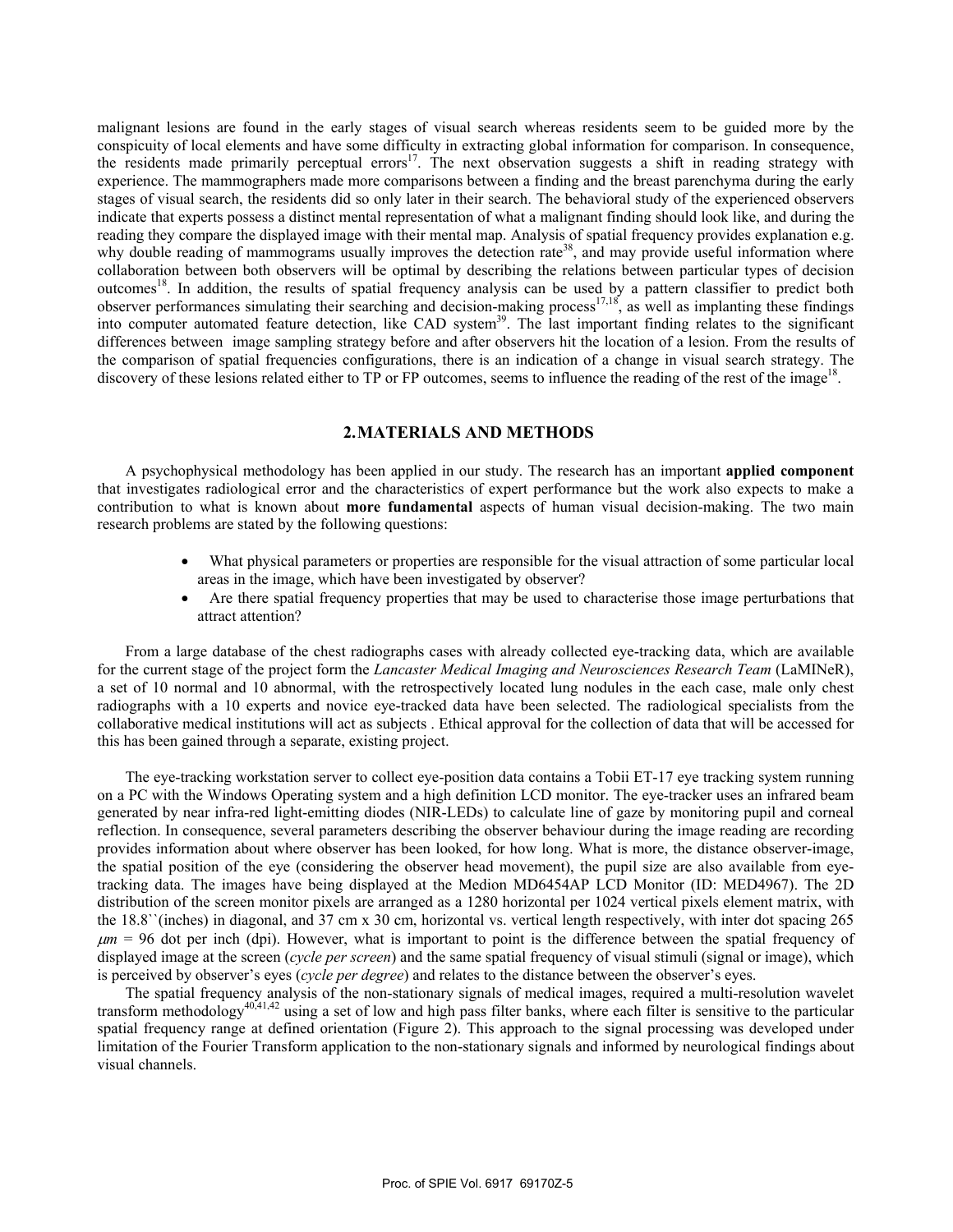malignant lesions are found in the early stages of visual search whereas residents seem to be guided more by the conspicuity of local elements and have some difficulty in extracting global information for comparison. In consequence, the residents made primarily perceptual errors[17]. The next observation suggests a shift in reading strategy with experience. The mammographers made more comparisons between a finding and the breast parenchyma during the early stages of visual search, the residents did so only later in their search. The behavioral study of the experienced observers indicate that experts possess a distinct mental representation of what a malignant finding should look like, and during the reading they compare the displayed image with their mental map. Analysis of spatial frequency provides explanation e.g. why double reading of mammograms usually improves the detection rate[38], and may provide useful information where collaboration between both observers will be optimal by describing the relations between particular types of decision outcomes[18]. In addition, the results of spatial frequency analysis can be used by a pattern classifier to predict both observer performances simulating their searching and decision-making process[17,18], as well as implanting these findings into computer automated feature detection, like CAD system[39]. The last important finding relates to the significant differences between image sampling strategy before and after observers hit the location of a lesion. From the results of the comparison of spatial frequencies configurations, there is an indication of a change in visual search strategy. The discovery of these lesions related either to TP or FP outcomes, seems to influence the reading of the rest of the image[18].

## 2. MATERIALS AND METHODS

A psychophysical methodology has been applied in our study. The research has an important **applied component** that investigates radiological error and the characteristics of expert performance but the work also expects to make a contribution to what is known about **more fundamental** aspects of human visual decision-making. The two main research problems are stated by the following questions:

- What physical parameters or properties are responsible for the visual attraction of some particular local areas in the image, which have been investigated by observer?
- Are there spatial frequency properties that may be used to characterise those image perturbations that attract attention?

From a large database of the chest radiographs cases with already collected eye-tracking data, which are available for the current stage of the project form the *Lancaster Medical Imaging and Neurosciences Research Team* (LaMINeR), a set of 10 normal and 10 abnormal, with the retrospectively located lung nodules in the each case, male only chest radiographs with a 10 experts and novice eye-tracked data have been selected. The radiological specialists from the collaborative medical institutions will act as subjects . Ethical approval for the collection of data that will be accessed for this has been gained through a separate, existing project.

The eye-tracking workstation server to collect eye-position data contains a Tobii ET-17 eye tracking system running on a PC with the Windows Operating system and a high definition LCD monitor. The eye-tracker uses an infrared beam generated by near infra-red light-emitting diodes (NIR-LEDs) to calculate line of gaze by monitoring pupil and corneal reflection. In consequence, several parameters describing the observer behaviour during the image reading are recording provides information about where observer has been looked, for how long. What is more, the distance observer-image, the spatial position of the eye (considering the observer head movement), the pupil size are also available from eye-tracking data. The images have being displayed at the Medion MD6454AP LCD Monitor (ID: MED4967). The 2D distribution of the screen monitor pixels are arranged as a 1280 horizontal per 1024 vertical pixels element matrix, with the 18.8``(inches) in diagonal, and 37 cm x 30 cm, horizontal vs. vertical length respectively, with inter dot spacing 265 $\mu m$ = 96 dot per inch (dpi). However, what is important to point is the difference between the spatial frequency of displayed image at the screen (*cycle per screen*) and the same spatial frequency of visual stimuli (signal or image), which is perceived by observer's eyes (*cycle per degree*) and relates to the distance between the observer's eyes.

The spatial frequency analysis of the non-stationary signals of medical images, required a multi-resolution wavelet transform methodology[40,41,42] using a set of low and high pass filter banks, where each filter is sensitive to the particular spatial frequency range at defined orientation (Figure 2). This approach to the signal processing was developed under limitation of the Fourier Transform application to the non-stationary signals and informed by neurological findings about visual channels.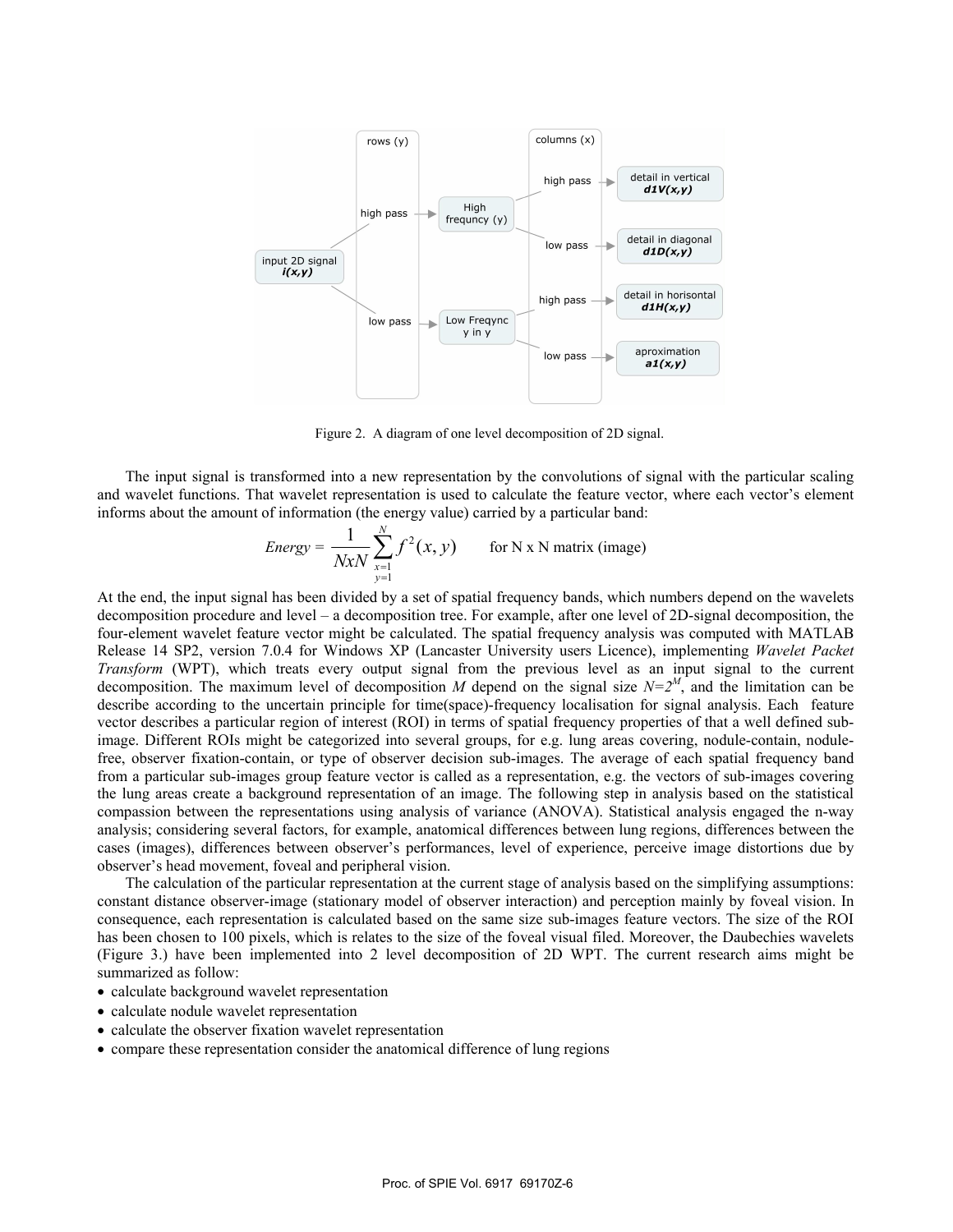Figure 2. A diagram of one level decomposition of 2D signal.

The input signal is transformed into a new representation by the convolutions of signal with the particular scaling and wavelet functions. That wavelet representation is used to calculate the feature vector, where each vector's element informs about the amount of information (the energy value) carried by a particular band:

$$Energy = \frac{1}{NxN}\sum_{\substack{x=1\\y=1}}^{N} f^2(x,y) \qquad \text{for N x N matrix (image)}$$

At the end, the input signal has been divided by a set of spatial frequency bands, which numbers depend on the wavelets decomposition procedure and level – a decomposition tree. For example, after one level of 2D-signal decomposition, the four-element wavelet feature vector might be calculated. The spatial frequency analysis was computed with MATLAB Release 14 SP2, version 7.0.4 for Windows XP (Lancaster University users Licence), implementing *Wavelet Packet Transform* (WPT), which treats every output signal from the previous level as an input signal to the current decomposition. The maximum level of decomposition $M$ depend on the signal size $N=2^M$, and the limitation can be describe according to the uncertain principle for time(space)-frequency localisation for signal analysis. Each feature vector describes a particular region of interest (ROI) in terms of spatial frequency properties of that a well defined sub-image. Different ROIs might be categorized into several groups, for e.g. lung areas covering, nodule-contain, nodule-free, observer fixation-contain, or type of observer decision sub-images. The average of each spatial frequency band from a particular sub-images group feature vector is called as a representation, e.g. the vectors of sub-images covering the lung areas create a background representation of an image. The following step in analysis based on the statistical compassion between the representations using analysis of variance (ANOVA). Statistical analysis engaged the n-way analysis; considering several factors, for example, anatomical differences between lung regions, differences between the cases (images), differences between observer's performances, level of experience, perceive image distortions due by observer's head movement, foveal and peripheral vision.

The calculation of the particular representation at the current stage of analysis based on the simplifying assumptions: constant distance observer-image (stationary model of observer interaction) and perception mainly by foveal vision. In consequence, each representation is calculated based on the same size sub-images feature vectors. The size of the ROI has been chosen to 100 pixels, which is relates to the size of the foveal visual filed. Moreover, the Daubechies wavelets (Figure 3.) have been implemented into 2 level decomposition of 2D WPT. The current research aims might be summarized as follow:

- calculate background wavelet representation
- calculate nodule wavelet representation
- calculate the observer fixation wavelet representation
- compare these representation consider the anatomical difference of lung regions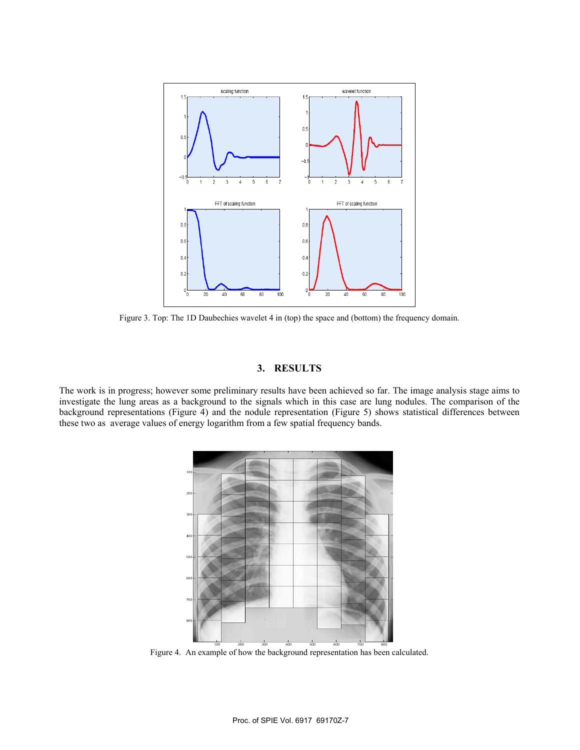Figure 3. Top: The 1D Daubechies wavelet 4 in (top) the space and (bottom) the frequency domain.

## 3. RESULTS

The work is in progress; however some preliminary results have been achieved so far. The image analysis stage aims to investigate the lung areas as a background to the signals which in this case are lung nodules. The comparison of the background representations (Figure 4) and the nodule representation (Figure 5) shows statistical differences between these two as average values of energy logarithm from a few spatial frequency bands.

Figure 4. An example of how the background representation has been calculated.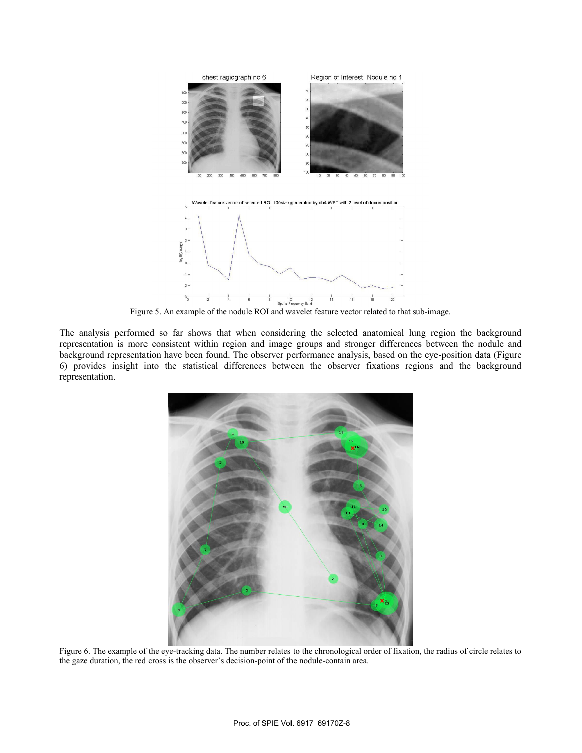Figure 5. An example of the nodule ROI and wavelet feature vector related to that sub-image.

The analysis performed so far shows that when considering the selected anatomical lung region the background representation is more consistent within region and image groups and stronger differences between the nodule and background representation have been found. The observer performance analysis, based on the eye-position data (Figure 6) provides insight into the statistical differences between the observer fixations regions and the background representation.

Figure 6. The example of the eye-tracking data. The number relates to the chronological order of fixation, the radius of circle relates to the gaze duration, the red cross is the observer's decision-point of the nodule-contain area.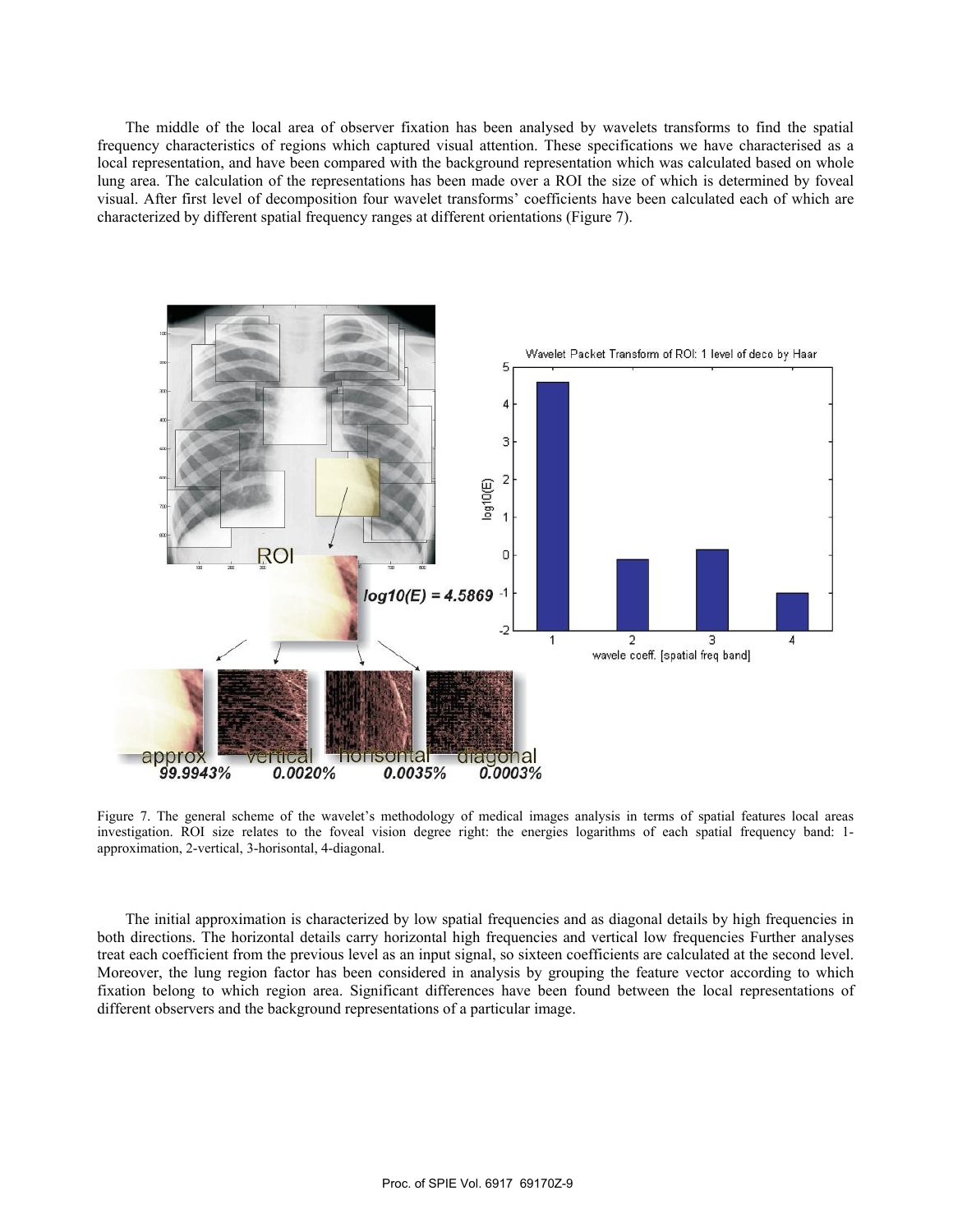The middle of the local area of observer fixation has been analysed by wavelets transforms to find the spatial frequency characteristics of regions which captured visual attention. These specifications we have characterised as a local representation, and have been compared with the background representation which was calculated based on whole lung area. The calculation of the representations has been made over a ROI the size of which is determined by foveal visual. After first level of decomposition four wavelet transforms' coefficients have been calculated each of which are characterized by different spatial frequency ranges at different orientations (Figure 7).

Figure 7. The general scheme of the wavelet's methodology of medical images analysis in terms of spatial features local areas investigation. ROI size relates to the foveal vision degree right: the energies logarithms of each spatial frequency band: 1-approximation, 2-vertical, 3-horisontal, 4-diagonal.

The initial approximation is characterized by low spatial frequencies and as diagonal details by high frequencies in both directions. The horizontal details carry horizontal high frequencies and vertical low frequencies Further analyses treat each coefficient from the previous level as an input signal, so sixteen coefficients are calculated at the second level. Moreover, the lung region factor has been considered in analysis by grouping the feature vector according to which fixation belong to which region area. Significant differences have been found between the local representations of different observers and the background representations of a particular image.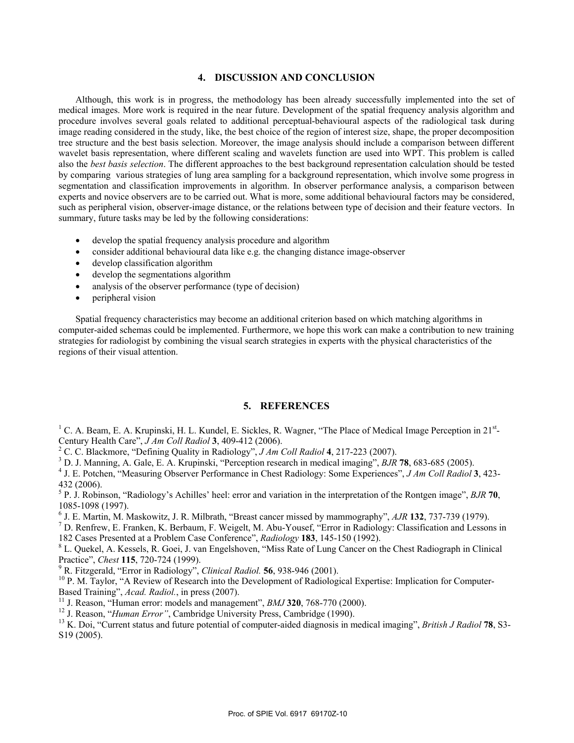## 4. DISCUSSION AND CONCLUSION

Although, this work is in progress, the methodology has been already successfully implemented into the set of medical images. More work is required in the near future. Development of the spatial frequency analysis algorithm and procedure involves several goals related to additional perceptual-behavioural aspects of the radiological task during image reading considered in the study, like, the best choice of the region of interest size, shape, the proper decomposition tree structure and the best basis selection. Moreover, the image analysis should include a comparison between different wavelet basis representation, where different scaling and wavelets function are used into WPT. This problem is called also the *best basis selection*. The different approaches to the best background representation calculation should be tested by comparing various strategies of lung area sampling for a background representation, which involve some progress in segmentation and classification improvements in algorithm. In observer performance analysis, a comparison between experts and novice observers are to be carried out. What is more, some additional behavioural factors may be considered, such as peripheral vision, observer-image distance, or the relations between type of decision and their feature vectors. In summary, future tasks may be led by the following considerations:

- develop the spatial frequency analysis procedure and algorithm
- consider additional behavioural data like e.g. the changing distance image-observer
- develop classification algorithm
- develop the segmentations algorithm
- analysis of the observer performance (type of decision)
- peripheral vision

Spatial frequency characteristics may become an additional criterion based on which matching algorithms in computer-aided schemas could be implemented. Furthermore, we hope this work can make a contribution to new training strategies for radiologist by combining the visual search strategies in experts with the physical characteristics of the regions of their visual attention.

## 5. REFERENCES

[1] C. A. Beam, E. A. Krupinski, H. L. Kundel, E. Sickles, R. Wagner, "The Place of Medical Image Perception in 21st-Century Health Care", *J Am Coll Radiol* **3**, 409-412 (2006).
[2] C. C. Blackmore, "Defining Quality in Radiology", *J Am Coll Radiol* **4**, 217-223 (2007).
[3] D. J. Manning, A. Gale, E. A. Krupinski, "Perception research in medical imaging", *BJR* **78**, 683-685 (2005).
[4] J. E. Potchen, "Measuring Observer Performance in Chest Radiology: Some Experiences", *J Am Coll Radiol* **3**, 423-432 (2006).
[5] P. J. Robinson, "Radiology's Achilles' heel: error and variation in the interpretation of the Rontgen image", *BJR* **70**, 1085-1098 (1997).
[6] J. E. Martin, M. Maskowitz, J. R. Milbrath, "Breast cancer missed by mammography", *AJR* **132**, 737-739 (1979).
[7] D. Renfrew, E. Franken, K. Berbaum, F. Weigelt, M. Abu-Yousef, "Error in Radiology: Classification and Lessons in 182 Cases Presented at a Problem Case Conference", *Radiology* **183**, 145-150 (1992).
[8] L. Quekel, A. Kessels, R. Goei, J. van Engelshoven, "Miss Rate of Lung Cancer on the Chest Radiograph in Clinical Practice", *Chest* **115**, 720-724 (1999).
[9] R. Fitzgerald, "Error in Radiology", *Clinical Radiol.* **56**, 938-946 (2001).
[10] P. M. Taylor, "A Review of Research into the Development of Radiological Expertise: Implication for Computer-Based Training", *Acad. Radiol.*, in press (2007).
[11] J. Reason, "Human error: models and management", *BMJ* **320**, 768-770 (2000).
[12] J. Reason, "*Human Error"*, Cambridge University Press, Cambridge (1990).
[13] K. Doi, "Current status and future potential of computer-aided diagnosis in medical imaging", *British J Radiol* **78**, S3-S19 (2005).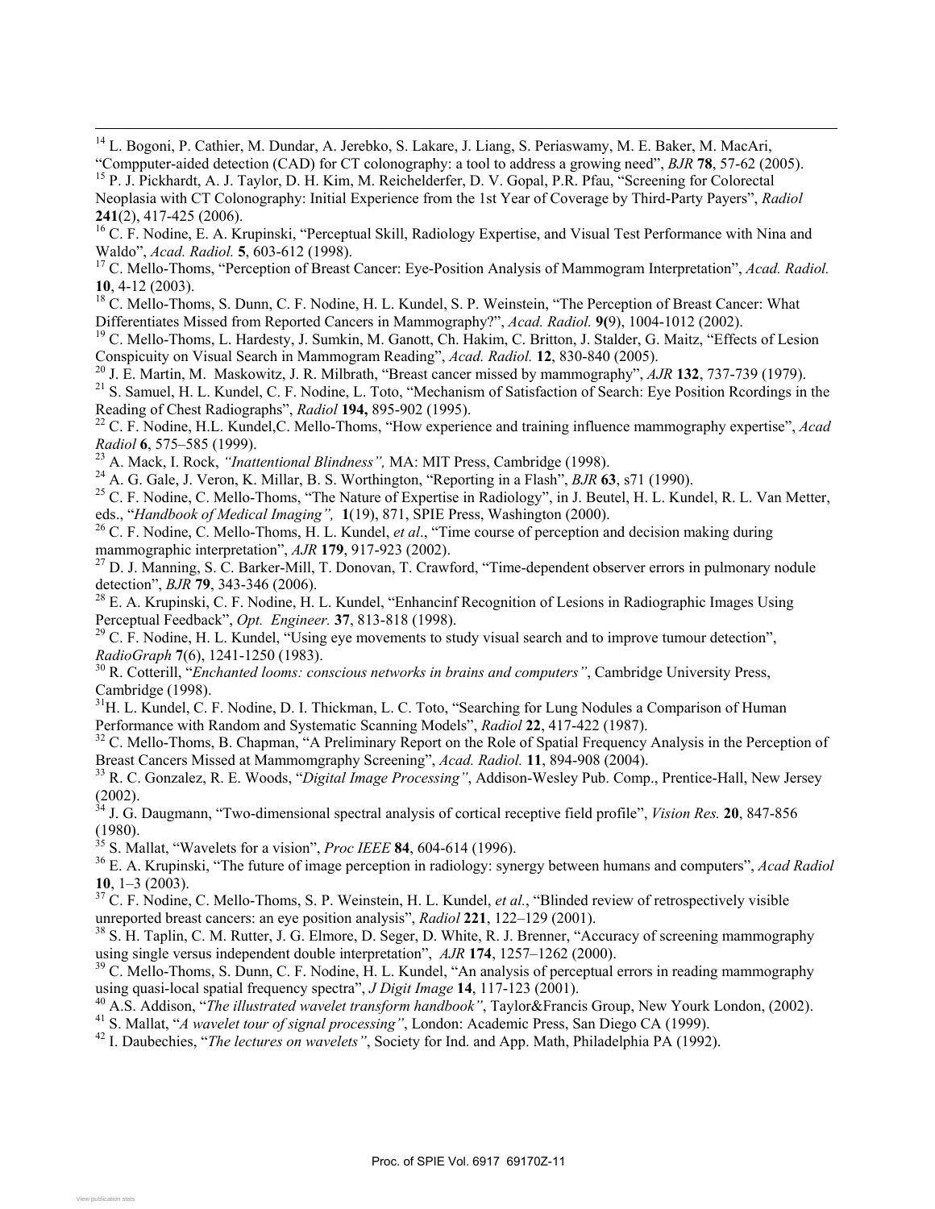[14] L. Bogoni, P. Cathier, M. Dundar, A. Jerebko, S. Lakare, J. Liang, S. Periaswamy, M. E. Baker, M. MacAri, "Compputer-aided detection (CAD) for CT colonography: a tool to address a growing need", *BJR* **78**, 57-62 (2005).

[15] P. J. Pickhardt, A. J. Taylor, D. H. Kim, M. Reichelderfer, D. V. Gopal, P.R. Pfau, "Screening for Colorectal Neoplasia with CT Colonography: Initial Experience from the 1st Year of Coverage by Third-Party Payers", *Radiol* **241**(2), 417-425 (2006).

[16] C. F. Nodine, E. A. Krupinski, "Perceptual Skill, Radiology Expertise, and Visual Test Performance with Nina and Waldo", *Acad. Radiol.* **5**, 603-612 (1998).

[17] C. Mello-Thoms, "Perception of Breast Cancer: Eye-Position Analysis of Mammogram Interpretation", *Acad. Radiol.* **10**, 4-12 (2003).

[18] C. Mello-Thoms, S. Dunn, C. F. Nodine, H. L. Kundel, S. P. Weinstein, "The Perception of Breast Cancer: What Differentiates Missed from Reported Cancers in Mammography?", *Acad. Radiol.* **9**(9), 1004-1012 (2002).

[19] C. Mello-Thoms, L. Hardesty, J. Sumkin, M. Ganott, Ch. Hakim, C. Britton, J. Stalder, G. Maitz, "Effects of Lesion Conspicuity on Visual Search in Mammogram Reading", *Acad. Radiol.* **12**, 830-840 (2005).

[20] J. E. Martin, M. Maskowitz, J. R. Milbrath, "Breast cancer missed by mammography", *AJR* **132**, 737-739 (1979).

[21] S. Samuel, H. L. Kundel, C. F. Nodine, L. Toto, "Mechanism of Satisfaction of Search: Eye Position Rcordings in the Reading of Chest Radiographs", *Radiol* **194,** 895-902 (1995).

[22] C. F. Nodine, H.L. Kundel,C. Mello-Thoms, "How experience and training influence mammography expertise", *Acad Radiol* **6**, 575–585 (1999).

[23] A. Mack, I. Rock, *"Inattentional Blindness",* MA: MIT Press, Cambridge (1998).

[24] A. G. Gale, J. Veron, K. Millar, B. S. Worthington, "Reporting in a Flash", *BJR* **63**, s71 (1990).

[25] C. F. Nodine, C. Mello-Thoms, "The Nature of Expertise in Radiology", in J. Beutel, H. L. Kundel, R. L. Van Metter, eds., "*Handbook of Medical Imaging",* **1**(19), 871, SPIE Press, Washington (2000).

[26] C. F. Nodine, C. Mello-Thoms, H. L. Kundel, *et al*., "Time course of perception and decision making during mammographic interpretation", *AJR* **179**, 917-923 (2002).

[27] D. J. Manning, S. C. Barker-Mill, T. Donovan, T. Crawford, "Time-dependent observer errors in pulmonary nodule detection", *BJR* **79**, 343-346 (2006).

[28] E. A. Krupinski, C. F. Nodine, H. L. Kundel, "Enhancinf Recognition of Lesions in Radiographic Images Using Perceptual Feedback", *Opt. Engineer.* **37**, 813-818 (1998).

[29] C. F. Nodine, H. L. Kundel, "Using eye movements to study visual search and to improve tumour detection", *RadioGraph* **7**(6), 1241-1250 (1983).

[30] R. Cotterill, "*Enchanted looms: conscious networks in brains and computers"*, Cambridge University Press, Cambridge (1998).

[31] H. L. Kundel, C. F. Nodine, D. I. Thickman, L. C. Toto, "Searching for Lung Nodules a Comparison of Human Performance with Random and Systematic Scanning Models", *Radiol* **22**, 417-422 (1987).

[32] C. Mello-Thoms, B. Chapman, "A Preliminary Report on the Role of Spatial Frequency Analysis in the Perception of Breast Cancers Missed at Mammomgraphy Screening", *Acad. Radiol.* **11**, 894-908 (2004).

[33] R. C. Gonzalez, R. E. Woods, "*Digital Image Processing"*, Addison-Wesley Pub. Comp., Prentice-Hall, New Jersey (2002).

[34] J. G. Daugmann, "Two-dimensional spectral analysis of cortical receptive field profile", *Vision Res.* **20**, 847-856 (1980).

[35] S. Mallat, "Wavelets for a vision", *Proc IEEE* **84**, 604-614 (1996).

[36] E. A. Krupinski, "The future of image perception in radiology: synergy between humans and computers", *Acad Radiol* **10**, 1–3 (2003).

[37] C. F. Nodine, C. Mello-Thoms, S. P. Weinstein, H. L. Kundel, *et al.*, "Blinded review of retrospectively visible unreported breast cancers: an eye position analysis", *Radiol* **221**, 122–129 (2001).

[38] S. H. Taplin, C. M. Rutter, J. G. Elmore, D. Seger, D. White, R. J. Brenner, "Accuracy of screening mammography using single versus independent double interpretation", *AJR* **174**, 1257–1262 (2000).

[39] C. Mello-Thoms, S. Dunn, C. F. Nodine, H. L. Kundel, "An analysis of perceptual errors in reading mammography using quasi-local spatial frequency spectra", *J Digit Image* **14**, 117-123 (2001).

[40] A.S. Addison, "*The illustrated wavelet transform handbook"*, Taylor&Francis Group, New Yourk London, (2002).

[41] S. Mallat, "*A wavelet tour of signal processing"*, London: Academic Press, San Diego CA (1999).

[42] I. Daubechies, "*The lectures on wavelets"*, Society for Ind. and App. Math, Philadelphia PA (1992).